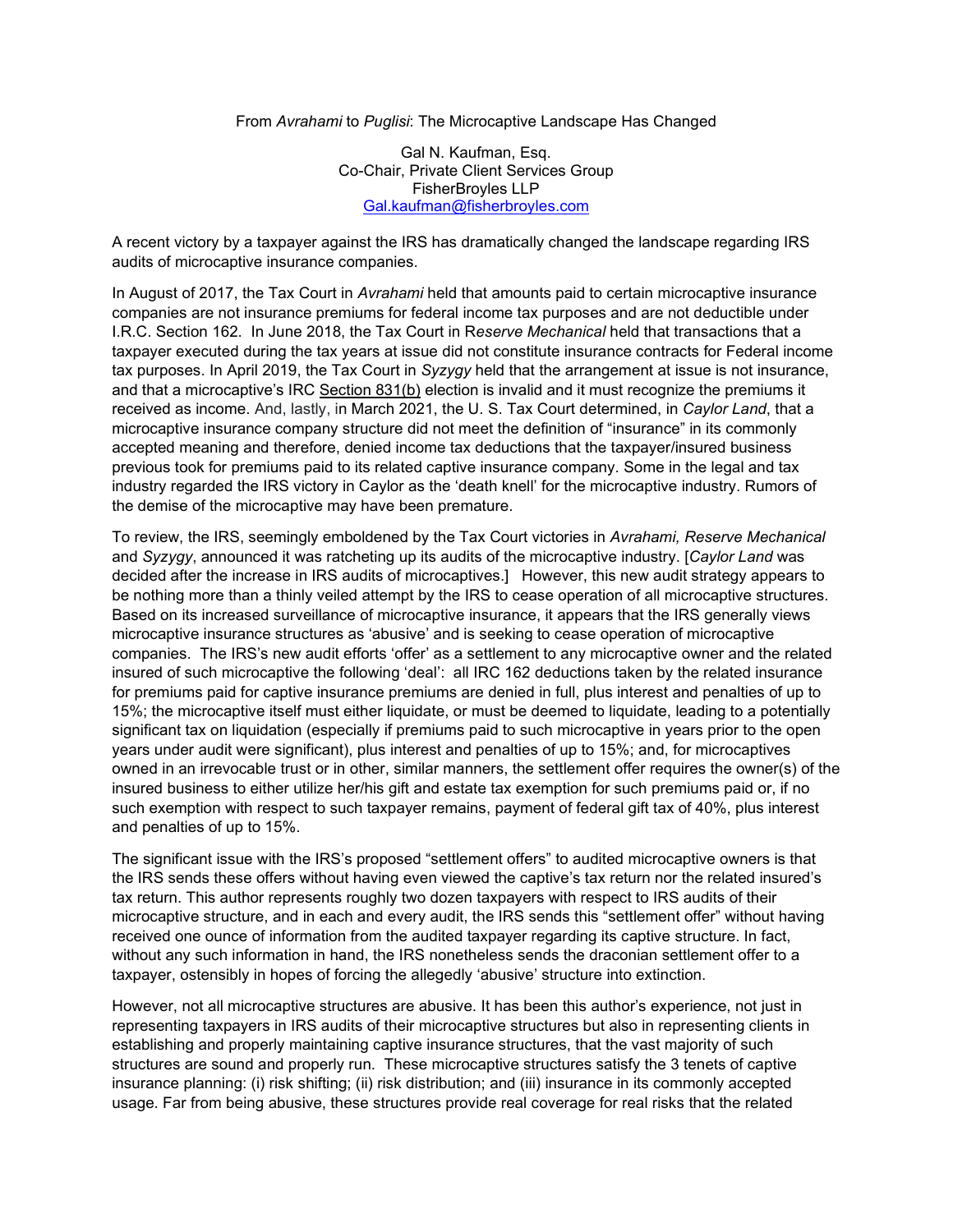# From *Avrahami* to *Puglisi*: The Microcaptive Landscape Has Changed

Gal N. Kaufman, Esq.
Co-Chair, Private Client Services Group
FisherBroyles LLP
Gal.kaufman@fisherbroyles.com

A recent victory by a taxpayer against the IRS has dramatically changed the landscape regarding IRS audits of microcaptive insurance companies.

In August of 2017, the Tax Court in *Avrahami* held that amounts paid to certain microcaptive insurance companies are not insurance premiums for federal income tax purposes and are not deductible under I.R.C. Section 162. In June 2018, the Tax Court in R*eserve Mechanical* held that transactions that a taxpayer executed during the tax years at issue did not constitute insurance contracts for Federal income tax purposes. In April 2019, the Tax Court in *Syzygy* held that the arrangement at issue is not insurance, and that a microcaptive's IRC Section 831(b) election is invalid and it must recognize the premiums it received as income. And, lastly, in March 2021, the U. S. Tax Court determined, in *Caylor Land*, that a microcaptive insurance company structure did not meet the definition of "insurance" in its commonly accepted meaning and therefore, denied income tax deductions that the taxpayer/insured business previous took for premiums paid to its related captive insurance company. Some in the legal and tax industry regarded the IRS victory in Caylor as the 'death knell' for the microcaptive industry. Rumors of the demise of the microcaptive may have been premature.

To review, the IRS, seemingly emboldened by the Tax Court victories in *Avrahami, Reserve Mechanical* and *Syzygy*, announced it was ratcheting up its audits of the microcaptive industry. [*Caylor Land* was decided after the increase in IRS audits of microcaptives.] However, this new audit strategy appears to be nothing more than a thinly veiled attempt by the IRS to cease operation of all microcaptive structures. Based on its increased surveillance of microcaptive insurance, it appears that the IRS generally views microcaptive insurance structures as 'abusive' and is seeking to cease operation of microcaptive companies. The IRS's new audit efforts 'offer' as a settlement to any microcaptive owner and the related insured of such microcaptive the following 'deal': all IRC 162 deductions taken by the related insurance for premiums paid for captive insurance premiums are denied in full, plus interest and penalties of up to 15%; the microcaptive itself must either liquidate, or must be deemed to liquidate, leading to a potentially significant tax on liquidation (especially if premiums paid to such microcaptive in years prior to the open years under audit were significant), plus interest and penalties of up to 15%; and, for microcaptives owned in an irrevocable trust or in other, similar manners, the settlement offer requires the owner(s) of the insured business to either utilize her/his gift and estate tax exemption for such premiums paid or, if no such exemption with respect to such taxpayer remains, payment of federal gift tax of 40%, plus interest and penalties of up to 15%.

The significant issue with the IRS's proposed "settlement offers" to audited microcaptive owners is that the IRS sends these offers without having even viewed the captive's tax return nor the related insured's tax return. This author represents roughly two dozen taxpayers with respect to IRS audits of their microcaptive structure, and in each and every audit, the IRS sends this "settlement offer" without having received one ounce of information from the audited taxpayer regarding its captive structure. In fact, without any such information in hand, the IRS nonetheless sends the draconian settlement offer to a taxpayer, ostensibly in hopes of forcing the allegedly 'abusive' structure into extinction.

However, not all microcaptive structures are abusive. It has been this author's experience, not just in representing taxpayers in IRS audits of their microcaptive structures but also in representing clients in establishing and properly maintaining captive insurance structures, that the vast majority of such structures are sound and properly run. These microcaptive structures satisfy the 3 tenets of captive insurance planning: (i) risk shifting; (ii) risk distribution; and (iii) insurance in its commonly accepted usage. Far from being abusive, these structures provide real coverage for real risks that the related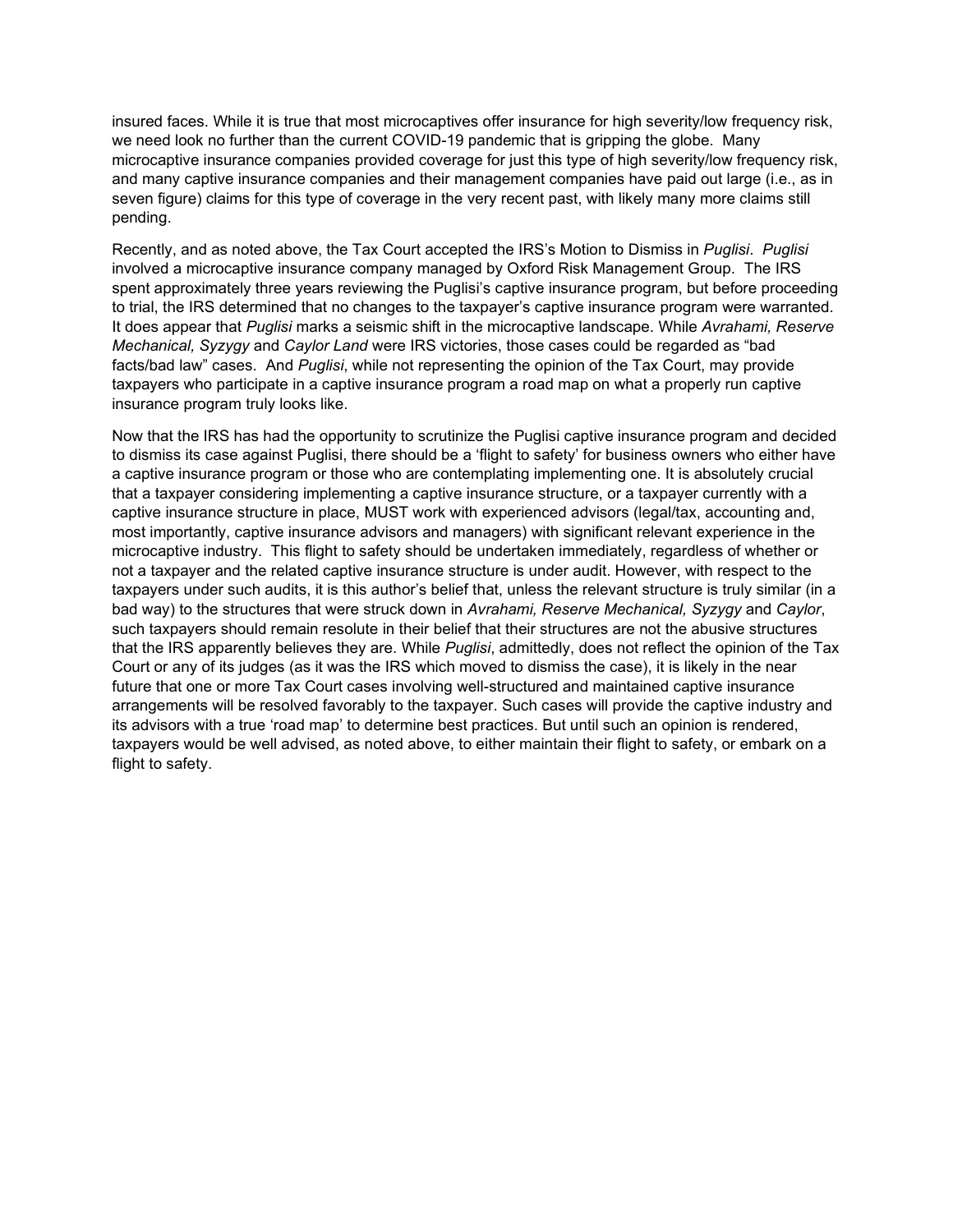insured faces. While it is true that most microcaptives offer insurance for high severity/low frequency risk, we need look no further than the current COVID-19 pandemic that is gripping the globe. Many microcaptive insurance companies provided coverage for just this type of high severity/low frequency risk, and many captive insurance companies and their management companies have paid out large (i.e., as in seven figure) claims for this type of coverage in the very recent past, with likely many more claims still pending.

Recently, and as noted above, the Tax Court accepted the IRS's Motion to Dismiss in *Puglisi*. *Puglisi* involved a microcaptive insurance company managed by Oxford Risk Management Group. The IRS spent approximately three years reviewing the Puglisi's captive insurance program, but before proceeding to trial, the IRS determined that no changes to the taxpayer's captive insurance program were warranted. It does appear that *Puglisi* marks a seismic shift in the microcaptive landscape. While *Avrahami, Reserve Mechanical, Syzygy* and *Caylor Land* were IRS victories, those cases could be regarded as "bad facts/bad law" cases. And *Puglisi*, while not representing the opinion of the Tax Court, may provide taxpayers who participate in a captive insurance program a road map on what a properly run captive insurance program truly looks like.

Now that the IRS has had the opportunity to scrutinize the Puglisi captive insurance program and decided to dismiss its case against Puglisi, there should be a 'flight to safety' for business owners who either have a captive insurance program or those who are contemplating implementing one. It is absolutely crucial that a taxpayer considering implementing a captive insurance structure, or a taxpayer currently with a captive insurance structure in place, MUST work with experienced advisors (legal/tax, accounting and, most importantly, captive insurance advisors and managers) with significant relevant experience in the microcaptive industry. This flight to safety should be undertaken immediately, regardless of whether or not a taxpayer and the related captive insurance structure is under audit. However, with respect to the taxpayers under such audits, it is this author's belief that, unless the relevant structure is truly similar (in a bad way) to the structures that were struck down in *Avrahami, Reserve Mechanical, Syzygy* and *Caylor*, such taxpayers should remain resolute in their belief that their structures are not the abusive structures that the IRS apparently believes they are. While *Puglisi*, admittedly, does not reflect the opinion of the Tax Court or any of its judges (as it was the IRS which moved to dismiss the case), it is likely in the near future that one or more Tax Court cases involving well-structured and maintained captive insurance arrangements will be resolved favorably to the taxpayer. Such cases will provide the captive industry and its advisors with a true 'road map' to determine best practices. But until such an opinion is rendered, taxpayers would be well advised, as noted above, to either maintain their flight to safety, or embark on a flight to safety.